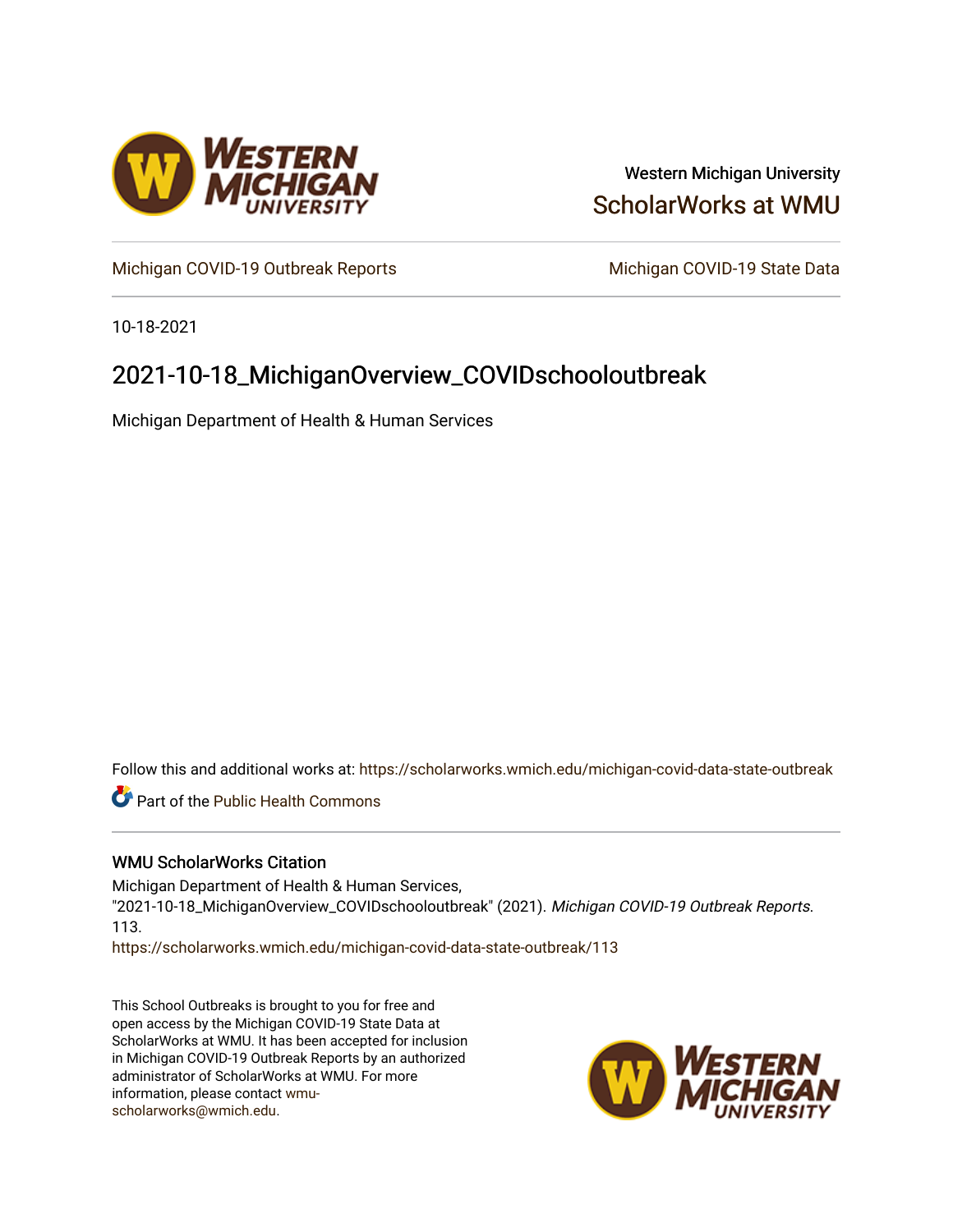Western Michigan University

ScholarWorks at WMU

Michigan COVID-19 Outbreak Reports

Michigan COVID-19 State Data

10-18-2021

# 2021-10-18_MichiganOverview_COVIDschooloutbreak

Michigan Department of Health & Human Services

Follow this and additional works at: https://scholarworks.wmich.edu/michigan-covid-data-state-outbreak

Part of the Public Health Commons

## WMU ScholarWorks Citation

Michigan Department of Health & Human Services, "2021-10-18_MichiganOverview_COVIDschooloutbreak" (2021). *Michigan COVID-19 Outbreak Reports*. 113.
https://scholarworks.wmich.edu/michigan-covid-data-state-outbreak/113

This School Outbreaks is brought to you for free and open access by the Michigan COVID-19 State Data at ScholarWorks at WMU. It has been accepted for inclusion in Michigan COVID-19 Outbreak Reports by an authorized administrator of ScholarWorks at WMU. For more information, please contact wmu-scholarworks@wmich.edu.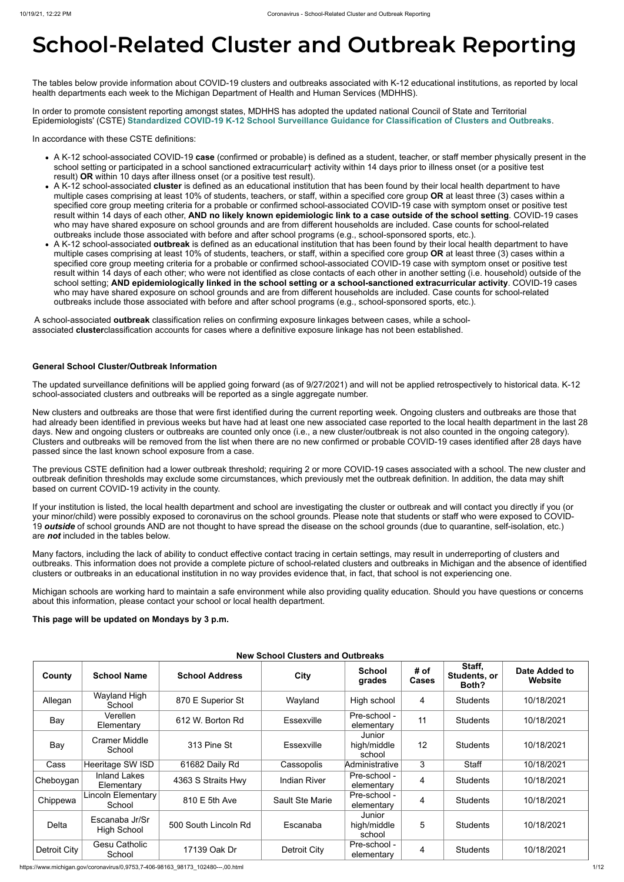# School-Related Cluster and Outbreak Reporting

The tables below provide information about COVID-19 clusters and outbreaks associated with K-12 educational institutions, as reported by local health departments each week to the Michigan Department of Health and Human Services (MDHHS).

In order to promote consistent reporting amongst states, MDHHS has adopted the updated national Council of State and Territorial Epidemiologists' (CSTE) **Standardized COVID-19 K-12 School Surveillance Guidance for Classification of Clusters and Outbreaks**.

In accordance with these CSTE definitions:

- A K-12 school-associated COVID-19 **case** (confirmed or probable) is defined as a student, teacher, or staff member physically present in the school setting or participated in a school sanctioned extracurricular† activity within 14 days prior to illness onset (or a positive test result) **OR** within 10 days after illness onset (or a positive test result).
- A K-12 school-associated **cluster** is defined as an educational institution that has been found by their local health department to have multiple cases comprising at least 10% of students, teachers, or staff, within a specified core group **OR** at least three (3) cases within a specified core group meeting criteria for a probable or confirmed school-associated COVID-19 case with symptom onset or positive test result within 14 days of each other, **AND no likely known epidemiologic link to a case outside of the school setting**. COVID-19 cases who may have shared exposure on school grounds and are from different households are included. Case counts for school-related outbreaks include those associated with before and after school programs (e.g., school-sponsored sports, etc.).
- A K-12 school-associated **outbreak** is defined as an educational institution that has been found by their local health department to have multiple cases comprising at least 10% of students, teachers, or staff, within a specified core group **OR** at least three (3) cases within a specified core group meeting criteria for a probable or confirmed school-associated COVID-19 case with symptom onset or positive test result within 14 days of each other; who were not identified as close contacts of each other in another setting (i.e. household) outside of the school setting; **AND epidemiologically linked in the school setting or a school-sanctioned extracurricular activity**. COVID-19 cases who may have shared exposure on school grounds and are from different households are included. Case counts for school-related outbreaks include those associated with before and after school programs (e.g., school-sponsored sports, etc.).

A school-associated **outbreak** classification relies on confirming exposure linkages between cases, while a school-associated **cluster**classification accounts for cases where a definitive exposure linkage has not been established.

**General School Cluster/Outbreak Information**

The updated surveillance definitions will be applied going forward (as of 9/27/2021) and will not be applied retrospectively to historical data. K-12 school-associated clusters and outbreaks will be reported as a single aggregate number.

New clusters and outbreaks are those that were first identified during the current reporting week. Ongoing clusters and outbreaks are those that had already been identified in previous weeks but have had at least one new associated case reported to the local health department in the last 28 days. New and ongoing clusters or outbreaks are counted only once (i.e., a new cluster/outbreak is not also counted in the ongoing category). Clusters and outbreaks will be removed from the list when there are no new confirmed or probable COVID-19 cases identified after 28 days have passed since the last known school exposure from a case.

The previous CSTE definition had a lower outbreak threshold; requiring 2 or more COVID-19 cases associated with a school. The new cluster and outbreak definition thresholds may exclude some circumstances, which previously met the outbreak definition. In addition, the data may shift based on current COVID-19 activity in the county.

If your institution is listed, the local health department and school are investigating the cluster or outbreak and will contact you directly if you (or your minor/child) were possibly exposed to coronavirus on the school grounds. Please note that students or staff who were exposed to COVID-19 ***outside*** of school grounds AND are not thought to have spread the disease on the school grounds (due to quarantine, self-isolation, etc.) are ***not*** included in the tables below.

Many factors, including the lack of ability to conduct effective contact tracing in certain settings, may result in underreporting of clusters and outbreaks. This information does not provide a complete picture of school-related clusters and outbreaks in Michigan and the absence of identified clusters or outbreaks in an educational institution in no way provides evidence that, in fact, that school is not experiencing one.

Michigan schools are working hard to maintain a safe environment while also providing quality education. Should you have questions or concerns about this information, please contact your school or local health department.

**This page will be updated on Mondays by 3 p.m.**

**New School Clusters and Outbreaks**

| County | School Name | School Address | City | School grades | # of Cases | Staff, Students, or Both? | Date Added to Website |
|---|---|---|---|---|---|---|---|
| Allegan | Wayland High School | 870 E Superior St | Wayland | High school | 4 | Students | 10/18/2021 |
| Bay | Verellen Elementary | 612 W. Borton Rd | Essexville | Pre-school - elementary | 11 | Students | 10/18/2021 |
| Bay | Cramer Middle School | 313 Pine St | Essexville | Junior high/middle school | 12 | Students | 10/18/2021 |
| Cass | Heeritage SW ISD | 61682 Daily Rd | Cassopolis | Administrative | 3 | Staff | 10/18/2021 |
| Cheboygan | Inland Lakes Elementary | 4363 S Straits Hwy | Indian River | Pre-school - elementary | 4 | Students | 10/18/2021 |
| Chippewa | Lincoln Elementary School | 810 E 5th Ave | Sault Ste Marie | Pre-school - elementary | 4 | Students | 10/18/2021 |
| Delta | Escanaba Jr/Sr High School | 500 South Lincoln Rd | Escanaba | Junior high/middle school | 5 | Students | 10/18/2021 |
| Detroit City | Gesu Catholic School | 17139 Oak Dr | Detroit City | Pre-school - elementary | 4 | Students | 10/18/2021 |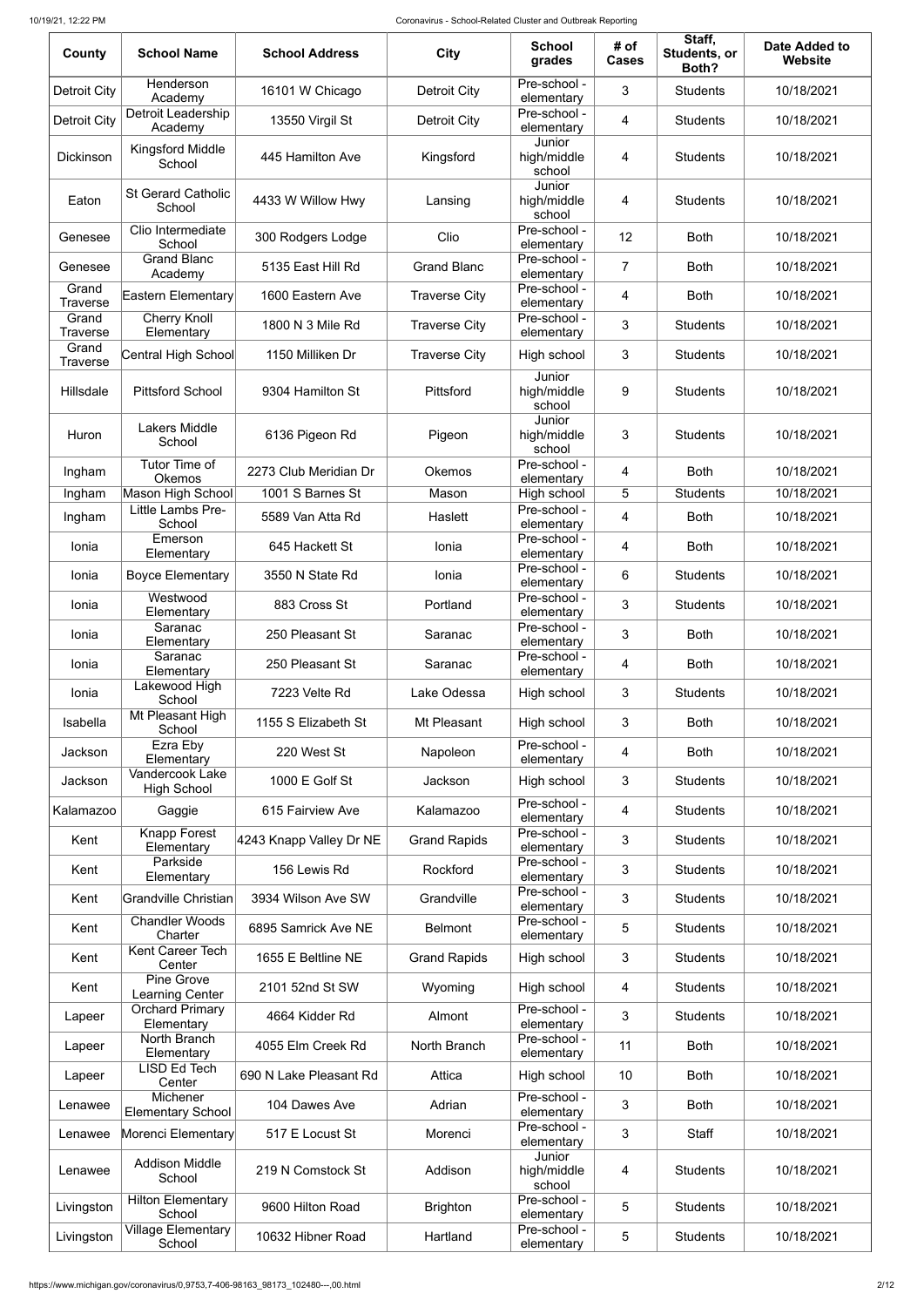| County | School Name | School Address | City | School grades | # of Cases | Staff, Students, or Both? | Date Added to Website |
|---|---|---|---|---|---|---|---|
| Detroit City | Henderson Academy | 16101 W Chicago | Detroit City | Pre-school - elementary | 3 | Students | 10/18/2021 |
| Detroit City | Detroit Leadership Academy | 13550 Virgil St | Detroit City | Pre-school - elementary | 4 | Students | 10/18/2021 |
| Dickinson | Kingsford Middle School | 445 Hamilton Ave | Kingsford | Junior high/middle school | 4 | Students | 10/18/2021 |
| Eaton | St Gerard Catholic School | 4433 W Willow Hwy | Lansing | Junior high/middle school | 4 | Students | 10/18/2021 |
| Genesee | Clio Intermediate School | 300 Rodgers Lodge | Clio | Pre-school - elementary | 12 | Both | 10/18/2021 |
| Genesee | Grand Blanc Academy | 5135 East Hill Rd | Grand Blanc | Pre-school - elementary | 7 | Both | 10/18/2021 |
| Grand Traverse | Eastern Elementary | 1600 Eastern Ave | Traverse City | Pre-school - elementary | 4 | Both | 10/18/2021 |
| Grand Traverse | Cherry Knoll Elementary | 1800 N 3 Mile Rd | Traverse City | Pre-school - elementary | 3 | Students | 10/18/2021 |
| Grand Traverse | Central High School | 1150 Milliken Dr | Traverse City | High school | 3 | Students | 10/18/2021 |
| Hillsdale | Pittsford School | 9304 Hamilton St | Pittsford | Junior high/middle school | 9 | Students | 10/18/2021 |
| Huron | Lakers Middle School | 6136 Pigeon Rd | Pigeon | Junior high/middle school | 3 | Students | 10/18/2021 |
| Ingham | Tutor Time of Okemos | 2273 Club Meridian Dr | Okemos | Pre-school - elementary | 4 | Both | 10/18/2021 |
| Ingham | Mason High School | 1001 S Barnes St | Mason | High school | 5 | Students | 10/18/2021 |
| Ingham | Little Lambs Pre-School | 5589 Van Atta Rd | Haslett | Pre-school - elementary | 4 | Both | 10/18/2021 |
| Ionia | Emerson Elementary | 645 Hackett St | Ionia | Pre-school - elementary | 4 | Both | 10/18/2021 |
| Ionia | Boyce Elementary | 3550 N State Rd | Ionia | Pre-school - elementary | 6 | Students | 10/18/2021 |
| Ionia | Westwood Elementary | 883 Cross St | Portland | Pre-school - elementary | 3 | Students | 10/18/2021 |
| Ionia | Saranac Elementary | 250 Pleasant St | Saranac | Pre-school - elementary | 3 | Both | 10/18/2021 |
| Ionia | Saranac Elementary | 250 Pleasant St | Saranac | Pre-school - elementary | 4 | Both | 10/18/2021 |
| Ionia | Lakewood High School | 7223 Velte Rd | Lake Odessa | High school | 3 | Students | 10/18/2021 |
| Isabella | Mt Pleasant High School | 1155 S Elizabeth St | Mt Pleasant | High school | 3 | Both | 10/18/2021 |
| Jackson | Ezra Eby Elementary | 220 West St | Napoleon | Pre-school - elementary | 4 | Both | 10/18/2021 |
| Jackson | Vandercook Lake High School | 1000 E Golf St | Jackson | High school | 3 | Students | 10/18/2021 |
| Kalamazoo | Gaggie | 615 Fairview Ave | Kalamazoo | Pre-school - elementary | 4 | Students | 10/18/2021 |
| Kent | Knapp Forest Elementary | 4243 Knapp Valley Dr NE | Grand Rapids | Pre-school - elementary | 3 | Students | 10/18/2021 |
| Kent | Parkside Elementary | 156 Lewis Rd | Rockford | Pre-school - elementary | 3 | Students | 10/18/2021 |
| Kent | Grandville Christian | 3934 Wilson Ave SW | Grandville | Pre-school - elementary | 3 | Students | 10/18/2021 |
| Kent | Chandler Woods Charter | 6895 Samrick Ave NE | Belmont | Pre-school - elementary | 5 | Students | 10/18/2021 |
| Kent | Kent Career Tech Center | 1655 E Beltline NE | Grand Rapids | High school | 3 | Students | 10/18/2021 |
| Kent | Pine Grove Learning Center | 2101 52nd St SW | Wyoming | High school | 4 | Students | 10/18/2021 |
| Lapeer | Orchard Primary Elementary | 4664 Kidder Rd | Almont | Pre-school - elementary | 3 | Students | 10/18/2021 |
| Lapeer | North Branch Elementary | 4055 Elm Creek Rd | North Branch | Pre-school - elementary | 11 | Both | 10/18/2021 |
| Lapeer | LISD Ed Tech Center | 690 N Lake Pleasant Rd | Attica | High school | 10 | Both | 10/18/2021 |
| Lenawee | Michener Elementary School | 104 Dawes Ave | Adrian | Pre-school - elementary | 3 | Both | 10/18/2021 |
| Lenawee | Morenci Elementary | 517 E Locust St | Morenci | Pre-school - elementary | 3 | Staff | 10/18/2021 |
| Lenawee | Addison Middle School | 219 N Comstock St | Addison | Junior high/middle school | 4 | Students | 10/18/2021 |
| Livingston | Hilton Elementary School | 9600 Hilton Road | Brighton | Pre-school - elementary | 5 | Students | 10/18/2021 |
| Livingston | Village Elementary School | 10632 Hibner Road | Hartland | Pre-school - elementary | 5 | Students | 10/18/2021 |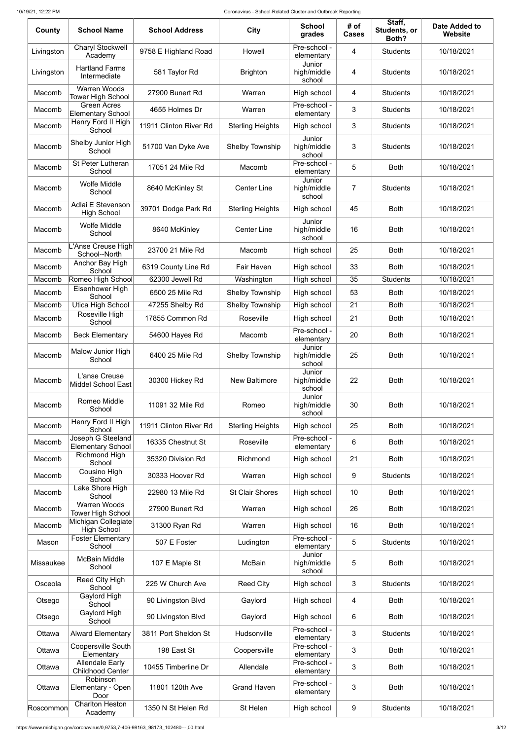| County | School Name | School Address | City | School grades | # of Cases | Staff, Students, or Both? | Date Added to Website |
|---|---|---|---|---|---|---|---|
| Livingston | Charyl Stockwell Academy | 9758 E Highland Road | Howell | Pre-school - elementary | 4 | Students | 10/18/2021 |
| Livingston | Hartland Farms Intermediate | 581 Taylor Rd | Brighton | Junior high/middle school | 4 | Students | 10/18/2021 |
| Macomb | Warren Woods Tower High School | 27900 Bunert Rd | Warren | High school | 4 | Students | 10/18/2021 |
| Macomb | Green Acres Elementary School | 4655 Holmes Dr | Warren | Pre-school - elementary | 3 | Students | 10/18/2021 |
| Macomb | Henry Ford II High School | 11911 Clinton River Rd | Sterling Heights | High school | 3 | Students | 10/18/2021 |
| Macomb | Shelby Junior High School | 51700 Van Dyke Ave | Shelby Township | Junior high/middle school | 3 | Students | 10/18/2021 |
| Macomb | St Peter Lutheran School | 17051 24 Mile Rd | Macomb | Pre-school - elementary | 5 | Both | 10/18/2021 |
| Macomb | Wolfe Middle School | 8640 McKinley St | Center Line | Junior high/middle school | 7 | Students | 10/18/2021 |
| Macomb | Adlai E Stevenson High School | 39701 Dodge Park Rd | Sterling Heights | High school | 45 | Both | 10/18/2021 |
| Macomb | Wolfe Middle School | 8640 McKinley | Center Line | Junior high/middle school | 16 | Both | 10/18/2021 |
| Macomb | L'Anse Creuse High School--North | 23700 21 Mile Rd | Macomb | High school | 25 | Both | 10/18/2021 |
| Macomb | Anchor Bay High School | 6319 County Line Rd | Fair Haven | High school | 33 | Both | 10/18/2021 |
| Macomb | Romeo High School | 62300 Jewell Rd | Washington | High school | 35 | Students | 10/18/2021 |
| Macomb | Eisenhower High School | 6500 25 Mile Rd | Shelby Township | High school | 53 | Both | 10/18/2021 |
| Macomb | Utica High School | 47255 Shelby Rd | Shelby Township | High school | 21 | Both | 10/18/2021 |
| Macomb | Roseville High School | 17855 Common Rd | Roseville | High school | 21 | Both | 10/18/2021 |
| Macomb | Beck Elementary | 54600 Hayes Rd | Macomb | Pre-school - elementary | 20 | Both | 10/18/2021 |
| Macomb | Malow Junior High School | 6400 25 Mile Rd | Shelby Township | Junior high/middle school | 25 | Both | 10/18/2021 |
| Macomb | L'anse Creuse Middel School East | 30300 Hickey Rd | New Baltimore | Junior high/middle school | 22 | Both | 10/18/2021 |
| Macomb | Romeo Middle School | 11091 32 Mile Rd | Romeo | Junior high/middle school | 30 | Both | 10/18/2021 |
| Macomb | Henry Ford II High School | 11911 Clinton River Rd | Sterling Heights | High school | 25 | Both | 10/18/2021 |
| Macomb | Joseph G Steeland Elementary School | 16335 Chestnut St | Roseville | Pre-school - elementary | 6 | Both | 10/18/2021 |
| Macomb | Richmond High School | 35320 Division Rd | Richmond | High school | 21 | Both | 10/18/2021 |
| Macomb | Cousino High School | 30333 Hoover Rd | Warren | High school | 9 | Students | 10/18/2021 |
| Macomb | Lake Shore High School | 22980 13 Mile Rd | St Clair Shores | High school | 10 | Both | 10/18/2021 |
| Macomb | Warren Woods Tower High School | 27900 Bunert Rd | Warren | High school | 26 | Both | 10/18/2021 |
| Macomb | Michigan Collegiate High School | 31300 Ryan Rd | Warren | High school | 16 | Both | 10/18/2021 |
| Mason | Foster Elementary School | 507 E Foster | Ludington | Pre-school - elementary | 5 | Students | 10/18/2021 |
| Missaukee | McBain Middle School | 107 E Maple St | McBain | Junior high/middle school | 5 | Both | 10/18/2021 |
| Osceola | Reed City High School | 225 W Church Ave | Reed City | High school | 3 | Students | 10/18/2021 |
| Otsego | Gaylord High School | 90 Livingston Blvd | Gaylord | High school | 4 | Both | 10/18/2021 |
| Otsego | Gaylord High School | 90 Livingston Blvd | Gaylord | High school | 6 | Both | 10/18/2021 |
| Ottawa | Alward Elementary | 3811 Port Sheldon St | Hudsonville | Pre-school - elementary | 3 | Students | 10/18/2021 |
| Ottawa | Coopersville South Elementary | 198 East St | Coopersville | Pre-school - elementary | 3 | Both | 10/18/2021 |
| Ottawa | Allendale Early Childhood Center | 10455 Timberline Dr | Allendale | Pre-school - elementary | 3 | Both | 10/18/2021 |
| Ottawa | Robinson Elementary - Open Door | 11801 120th Ave | Grand Haven | Pre-school - elementary | 3 | Both | 10/18/2021 |
| Roscommon | Charlton Heston Academy | 1350 N St Helen Rd | St Helen | High school | 9 | Students | 10/18/2021 |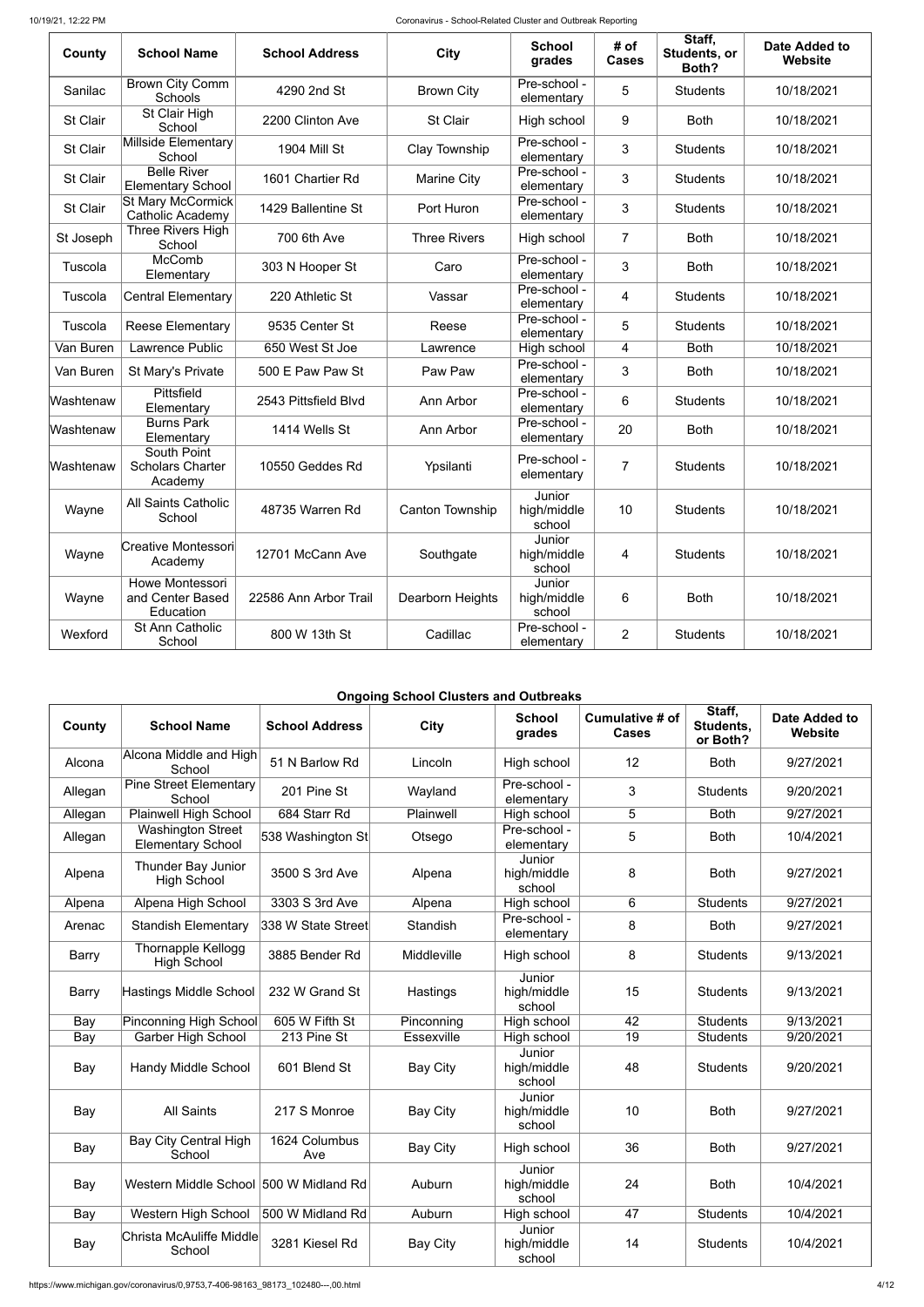| County | School Name | School Address | City | School grades | # of Cases | Staff, Students, or Both? | Date Added to Website |
|---|---|---|---|---|---|---|---|
| Sanilac | Brown City Comm Schools | 4290 2nd St | Brown City | Pre-school - elementary | 5 | Students | 10/18/2021 |
| St Clair | St Clair High School | 2200 Clinton Ave | St Clair | High school | 9 | Both | 10/18/2021 |
| St Clair | Millside Elementary School | 1904 Mill St | Clay Township | Pre-school - elementary | 3 | Students | 10/18/2021 |
| St Clair | Belle River Elementary School | 1601 Chartier Rd | Marine City | Pre-school - elementary | 3 | Students | 10/18/2021 |
| St Clair | St Mary McCormick Catholic Academy | 1429 Ballentine St | Port Huron | Pre-school - elementary | 3 | Students | 10/18/2021 |
| St Joseph | Three Rivers High School | 700 6th Ave | Three Rivers | High school | 7 | Both | 10/18/2021 |
| Tuscola | McComb Elementary | 303 N Hooper St | Caro | Pre-school - elementary | 3 | Both | 10/18/2021 |
| Tuscola | Central Elementary | 220 Athletic St | Vassar | Pre-school - elementary | 4 | Students | 10/18/2021 |
| Tuscola | Reese Elementary | 9535 Center St | Reese | Pre-school - elementary | 5 | Students | 10/18/2021 |
| Van Buren | Lawrence Public | 650 West St Joe | Lawrence | High school | 4 | Both | 10/18/2021 |
| Van Buren | St Mary's Private | 500 E Paw Paw St | Paw Paw | Pre-school - elementary | 3 | Both | 10/18/2021 |
| Washtenaw | Pittsfield Elementary | 2543 Pittsfield Blvd | Ann Arbor | Pre-school - elementary | 6 | Students | 10/18/2021 |
| Washtenaw | Burns Park Elementary | 1414 Wells St | Ann Arbor | Pre-school - elementary | 20 | Both | 10/18/2021 |
| Washtenaw | South Point Scholars Charter Academy | 10550 Geddes Rd | Ypsilanti | Pre-school - elementary | 7 | Students | 10/18/2021 |
| Wayne | All Saints Catholic School | 48735 Warren Rd | Canton Township | Junior high/middle school | 10 | Students | 10/18/2021 |
| Wayne | Creative Montessori Academy | 12701 McCann Ave | Southgate | Junior high/middle school | 4 | Students | 10/18/2021 |
| Wayne | Howe Montessori and Center Based Education | 22586 Ann Arbor Trail | Dearborn Heights | Junior high/middle school | 6 | Both | 10/18/2021 |
| Wexford | St Ann Catholic School | 800 W 13th St | Cadillac | Pre-school - elementary | 2 | Students | 10/18/2021 |

## Ongoing School Clusters and Outbreaks

| County | School Name | School Address | City | School grades | Cumulative # of Cases | Staff, Students, or Both? | Date Added to Website |
|---|---|---|---|---|---|---|---|
| Alcona | Alcona Middle and High School | 51 N Barlow Rd | Lincoln | High school | 12 | Both | 9/27/2021 |
| Allegan | Pine Street Elementary School | 201 Pine St | Wayland | Pre-school - elementary | 3 | Students | 9/20/2021 |
| Allegan | Plainwell High School | 684 Starr Rd | Plainwell | High school | 5 | Both | 9/27/2021 |
| Allegan | Washington Street Elementary School | 538 Washington St | Otsego | Pre-school - elementary | 5 | Both | 10/4/2021 |
| Alpena | Thunder Bay Junior High School | 3500 S 3rd Ave | Alpena | Junior high/middle school | 8 | Both | 9/27/2021 |
| Alpena | Alpena High School | 3303 S 3rd Ave | Alpena | High school | 6 | Students | 9/27/2021 |
| Arenac | Standish Elementary | 338 W State Street | Standish | Pre-school - elementary | 8 | Both | 9/27/2021 |
| Barry | Thornapple Kellogg High School | 3885 Bender Rd | Middleville | High school | 8 | Students | 9/13/2021 |
| Barry | Hastings Middle School | 232 W Grand St | Hastings | Junior high/middle school | 15 | Students | 9/13/2021 |
| Bay | Pinconning High School | 605 W Fifth St | Pinconning | High school | 42 | Students | 9/13/2021 |
| Bay | Garber High School | 213 Pine St | Essexville | High school | 19 | Students | 9/20/2021 |
| Bay | Handy Middle School | 601 Blend St | Bay City | Junior high/middle school | 48 | Students | 9/20/2021 |
| Bay | All Saints | 217 S Monroe | Bay City | Junior high/middle school | 10 | Both | 9/27/2021 |
| Bay | Bay City Central High School | 1624 Columbus Ave | Bay City | High school | 36 | Both | 9/27/2021 |
| Bay | Western Middle School | 500 W Midland Rd | Auburn | Junior high/middle school | 24 | Both | 10/4/2021 |
| Bay | Western High School | 500 W Midland Rd | Auburn | High school | 47 | Students | 10/4/2021 |
| Bay | Christa McAuliffe Middle School | 3281 Kiesel Rd | Bay City | Junior high/middle school | 14 | Students | 10/4/2021 |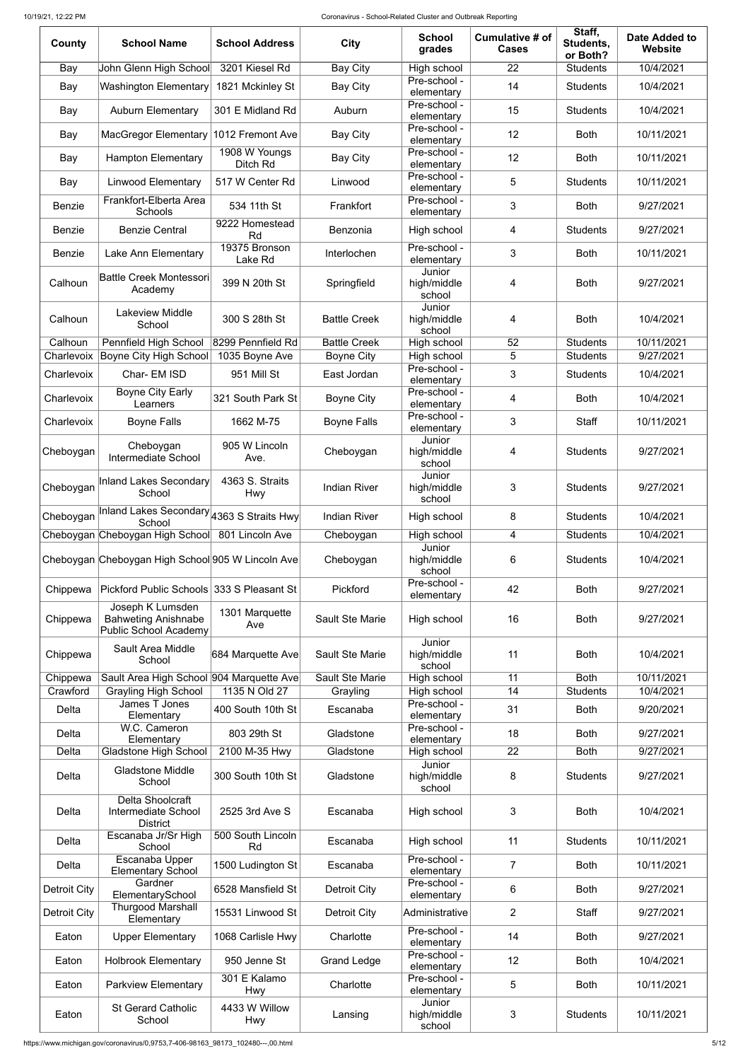| County | School Name | School Address | City | School grades | Cumulative # of Cases | Staff, Students, or Both? | Date Added to Website |
|---|---|---|---|---|---|---|---|
| Bay | John Glenn High School | 3201 Kiesel Rd | Bay City | High school | 22 | Students | 10/4/2021 |
| Bay | Washington Elementary | 1821 Mckinley St | Bay City | Pre-school - elementary | 14 | Students | 10/4/2021 |
| Bay | Auburn Elementary | 301 E Midland Rd | Auburn | Pre-school - elementary | 15 | Students | 10/4/2021 |
| Bay | MacGregor Elementary | 1012 Fremont Ave | Bay City | Pre-school - elementary | 12 | Both | 10/11/2021 |
| Bay | Hampton Elementary | 1908 W Youngs Ditch Rd | Bay City | Pre-school - elementary | 12 | Both | 10/11/2021 |
| Bay | Linwood Elementary | 517 W Center Rd | Linwood | Pre-school - elementary | 5 | Students | 10/11/2021 |
| Benzie | Frankfort-Elberta Area Schools | 534 11th St | Frankfort | Pre-school - elementary | 3 | Both | 9/27/2021 |
| Benzie | Benzie Central | 9222 Homestead Rd | Benzonia | High school | 4 | Students | 9/27/2021 |
| Benzie | Lake Ann Elementary | 19375 Bronson Lake Rd | Interlochen | Pre-school - elementary | 3 | Both | 10/11/2021 |
| Calhoun | Battle Creek Montessori Academy | 399 N 20th St | Springfield | Junior high/middle school | 4 | Both | 9/27/2021 |
| Calhoun | Lakeview Middle School | 300 S 28th St | Battle Creek | Junior high/middle school | 4 | Both | 10/4/2021 |
| Calhoun | Pennfield High School | 8299 Pennfield Rd | Battle Creek | High school | 52 | Students | 10/11/2021 |
| Charlevoix | Boyne City High School | 1035 Boyne Ave | Boyne City | High school | 5 | Students | 9/27/2021 |
| Charlevoix | Char- EM ISD | 951 Mill St | East Jordan | Pre-school - elementary | 3 | Students | 10/4/2021 |
| Charlevoix | Boyne City Early Learners | 321 South Park St | Boyne City | Pre-school - elementary | 4 | Both | 10/4/2021 |
| Charlevoix | Boyne Falls | 1662 M-75 | Boyne Falls | Pre-school - elementary | 3 | Staff | 10/11/2021 |
| Cheboygan | Cheboygan Intermediate School | 905 W Lincoln Ave. | Cheboygan | Junior high/middle school | 4 | Students | 9/27/2021 |
| Cheboygan | Inland Lakes Secondary School | 4363 S. Straits Hwy | Indian River | Junior high/middle school | 3 | Students | 9/27/2021 |
| Cheboygan | Inland Lakes Secondary School | 4363 S Straits Hwy | Indian River | High school | 8 | Students | 10/4/2021 |
| Cheboygan | Cheboygan High School | 801 Lincoln Ave | Cheboygan | High school | 4 | Students | 10/4/2021 |
| Cheboygan | Cheboygan High School | 905 W Lincoln Ave | Cheboygan | Junior high/middle school | 6 | Students | 10/4/2021 |
| Chippewa | Pickford Public Schools | 333 S Pleasant St | Pickford | Pre-school - elementary | 42 | Both | 9/27/2021 |
| Chippewa | Joseph K Lumsden Bahweting Anishnabe Public School Academy | 1301 Marquette Ave | Sault Ste Marie | High school | 16 | Both | 9/27/2021 |
| Chippewa | Sault Area Middle School | 684 Marquette Ave | Sault Ste Marie | Junior high/middle school | 11 | Both | 10/4/2021 |
| Chippewa | Sault Area High School | 904 Marquette Ave | Sault Ste Marie | High school | 11 | Both | 10/11/2021 |
| Crawford | Grayling High School | 1135 N Old 27 | Grayling | High school | 14 | Students | 10/4/2021 |
| Delta | James T Jones Elementary | 400 South 10th St | Escanaba | Pre-school - elementary | 31 | Both | 9/20/2021 |
| Delta | W.C. Cameron Elementary | 803 29th St | Gladstone | Pre-school - elementary | 18 | Both | 9/27/2021 |
| Delta | Gladstone High School | 2100 M-35 Hwy | Gladstone | High school | 22 | Both | 9/27/2021 |
| Delta | Gladstone Middle School | 300 South 10th St | Gladstone | Junior high/middle school | 8 | Students | 9/27/2021 |
| Delta | Delta Shoolcraft Intermediate School District | 2525 3rd Ave S | Escanaba | High school | 3 | Both | 10/4/2021 |
| Delta | Escanaba Jr/Sr High School | 500 South Lincoln Rd | Escanaba | High school | 11 | Students | 10/11/2021 |
| Delta | Escanaba Upper Elementary School | 1500 Ludington St | Escanaba | Pre-school - elementary | 7 | Both | 10/11/2021 |
| Detroit City | Gardner ElementarySchool | 6528 Mansfield St | Detroit City | Pre-school - elementary | 6 | Both | 9/27/2021 |
| Detroit City | Thurgood Marshall Elementary | 15531 Linwood St | Detroit City | Administrative | 2 | Staff | 9/27/2021 |
| Eaton | Upper Elementary | 1068 Carlisle Hwy | Charlotte | Pre-school - elementary | 14 | Both | 9/27/2021 |
| Eaton | Holbrook Elementary | 950 Jenne St | Grand Ledge | Pre-school - elementary | 12 | Both | 10/4/2021 |
| Eaton | Parkview Elementary | 301 E Kalamo Hwy | Charlotte | Pre-school - elementary | 5 | Both | 10/11/2021 |
| Eaton | St Gerard Catholic School | 4433 W Willow Hwy | Lansing | Junior high/middle school | 3 | Students | 10/11/2021 |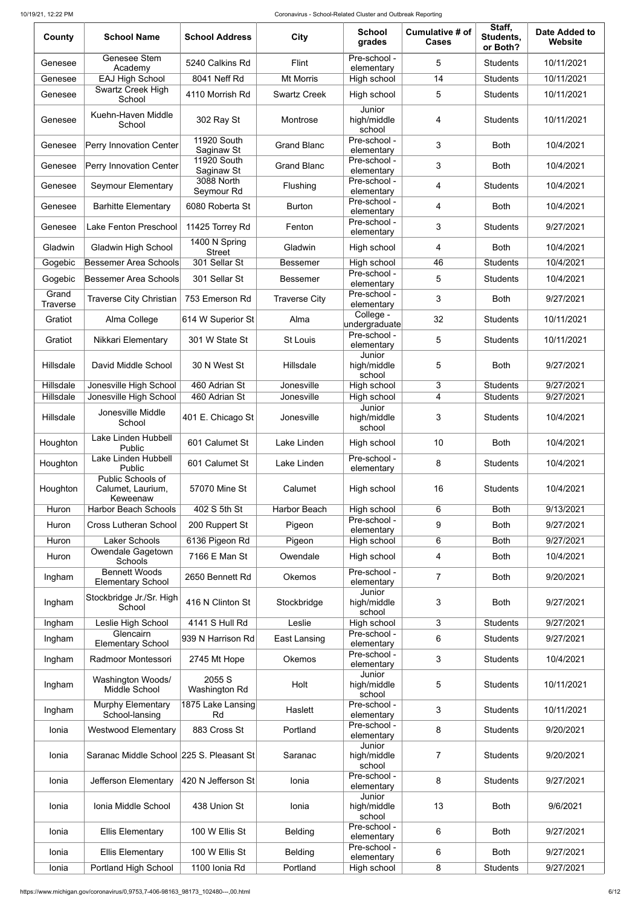| County | School Name | School Address | City | School grades | Cumulative # of Cases | Staff, Students, or Both? | Date Added to Website |
|---|---|---|---|---|---|---|---|
| Genesee | Genesee Stem Academy | 5240 Calkins Rd | Flint | Pre-school - elementary | 5 | Students | 10/11/2021 |
| Genesee | EAJ High School | 8041 Neff Rd | Mt Morris | High school | 14 | Students | 10/11/2021 |
| Genesee | Swartz Creek High School | 4110 Morrish Rd | Swartz Creek | High school | 5 | Students | 10/11/2021 |
| Genesee | Kuehn-Haven Middle School | 302 Ray St | Montrose | Junior high/middle school | 4 | Students | 10/11/2021 |
| Genesee | Perry Innovation Center | 11920 South Saginaw St | Grand Blanc | Pre-school - elementary | 3 | Both | 10/4/2021 |
| Genesee | Perry Innovation Center | 11920 South Saginaw St | Grand Blanc | Pre-school - elementary | 3 | Both | 10/4/2021 |
| Genesee | Seymour Elementary | 3088 North Seymour Rd | Flushing | Pre-school - elementary | 4 | Students | 10/4/2021 |
| Genesee | Barhitte Elementary | 6080 Roberta St | Burton | Pre-school - elementary | 4 | Both | 10/4/2021 |
| Genesee | Lake Fenton Preschool | 11425 Torrey Rd | Fenton | Pre-school - elementary | 3 | Students | 9/27/2021 |
| Gladwin | Gladwin High School | 1400 N Spring Street | Gladwin | High school | 4 | Both | 10/4/2021 |
| Gogebic | Bessemer Area Schools | 301 Sellar St | Bessemer | High school | 46 | Students | 10/4/2021 |
| Gogebic | Bessemer Area Schools | 301 Sellar St | Bessemer | Pre-school - elementary | 5 | Students | 10/4/2021 |
| Grand Traverse | Traverse City Christian | 753 Emerson Rd | Traverse City | Pre-school - elementary | 3 | Both | 9/27/2021 |
| Gratiot | Alma College | 614 W Superior St | Alma | College - undergraduate | 32 | Students | 10/11/2021 |
| Gratiot | Nikkari Elementary | 301 W State St | St Louis | Pre-school - elementary | 5 | Students | 10/11/2021 |
| Hillsdale | David Middle School | 30 N West St | Hillsdale | Junior high/middle school | 5 | Both | 9/27/2021 |
| Hillsdale | Jonesville High School | 460 Adrian St | Jonesville | High school | 3 | Students | 9/27/2021 |
| Hillsdale | Jonesville High School | 460 Adrian St | Jonesville | High school | 4 | Students | 9/27/2021 |
| Hillsdale | Jonesville Middle School | 401 E. Chicago St | Jonesville | Junior high/middle school | 3 | Students | 10/4/2021 |
| Houghton | Lake Linden Hubbell Public | 601 Calumet St | Lake Linden | High school | 10 | Both | 10/4/2021 |
| Houghton | Lake Linden Hubbell Public | 601 Calumet St | Lake Linden | Pre-school - elementary | 8 | Students | 10/4/2021 |
| Houghton | Public Schools of Calumet, Laurium, Keweenaw | 57070 Mine St | Calumet | High school | 16 | Students | 10/4/2021 |
| Huron | Harbor Beach Schools | 402 S 5th St | Harbor Beach | High school | 6 | Both | 9/13/2021 |
| Huron | Cross Lutheran School | 200 Ruppert St | Pigeon | Pre-school - elementary | 9 | Both | 9/27/2021 |
| Huron | Laker Schools | 6136 Pigeon Rd | Pigeon | High school | 6 | Both | 9/27/2021 |
| Huron | Owendale Gagetown Schools | 7166 E Man St | Owendale | High school | 4 | Both | 10/4/2021 |
| Ingham | Bennett Woods Elementary School | 2650 Bennett Rd | Okemos | Pre-school - elementary | 7 | Both | 9/20/2021 |
| Ingham | Stockbridge Jr./Sr. High School | 416 N Clinton St | Stockbridge | Junior high/middle school | 3 | Both | 9/27/2021 |
| Ingham | Leslie High School | 4141 S Hull Rd | Leslie | High school | 3 | Students | 9/27/2021 |
| Ingham | Glencairn Elementary School | 939 N Harrison Rd | East Lansing | Pre-school - elementary | 6 | Students | 9/27/2021 |
| Ingham | Radmoor Montessori | 2745 Mt Hope | Okemos | Pre-school - elementary | 3 | Students | 10/4/2021 |
| Ingham | Washington Woods/ Middle School | 2055 S Washington Rd | Holt | Junior high/middle school | 5 | Students | 10/11/2021 |
| Ingham | Murphy Elementary School-lansing | 1875 Lake Lansing Rd | Haslett | Pre-school - elementary | 3 | Students | 10/11/2021 |
| Ionia | Westwood Elementary | 883 Cross St | Portland | Pre-school - elementary | 8 | Students | 9/20/2021 |
| Ionia | Saranac Middle School | 225 S. Pleasant St | Saranac | Junior high/middle school | 7 | Students | 9/20/2021 |
| Ionia | Jefferson Elementary | 420 N Jefferson St | Ionia | Pre-school - elementary | 8 | Students | 9/27/2021 |
| Ionia | Ionia Middle School | 438 Union St | Ionia | Junior high/middle school | 13 | Both | 9/6/2021 |
| Ionia | Ellis Elementary | 100 W Ellis St | Belding | Pre-school - elementary | 6 | Both | 9/27/2021 |
| Ionia | Ellis Elementary | 100 W Ellis St | Belding | Pre-school - elementary | 6 | Both | 9/27/2021 |
| Ionia | Portland High School | 1100 Ionia Rd | Portland | High school | 8 | Students | 9/27/2021 |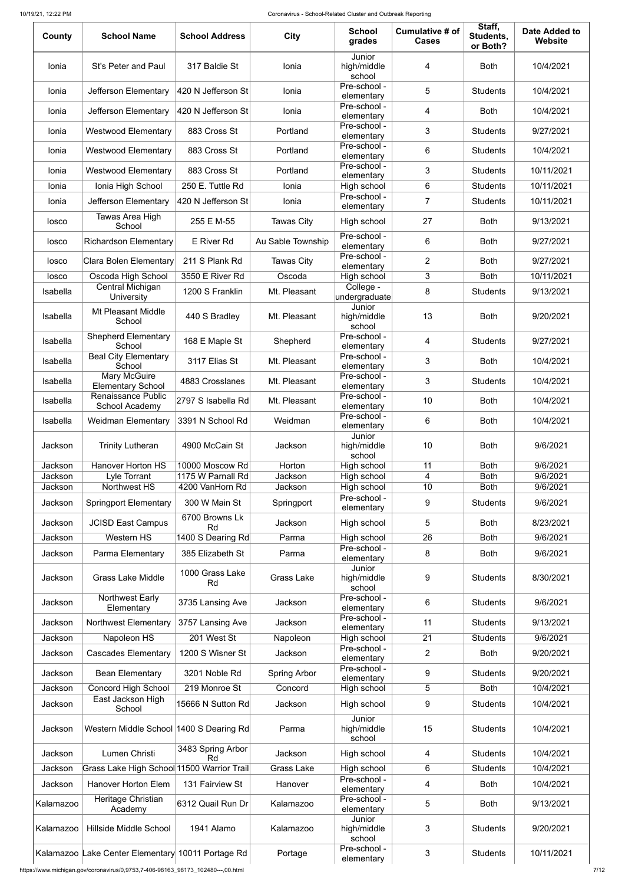| County | School Name | School Address | City | School grades | Cumulative # of Cases | Staff, Students, or Both? | Date Added to Website |
|---|---|---|---|---|---|---|---|
| Ionia | St's Peter and Paul | 317 Baldie St | Ionia | Junior high/middle school | 4 | Both | 10/4/2021 |
| Ionia | Jefferson Elementary | 420 N Jefferson St | Ionia | Pre-school - elementary | 5 | Students | 10/4/2021 |
| Ionia | Jefferson Elementary | 420 N Jefferson St | Ionia | Pre-school - elementary | 4 | Both | 10/4/2021 |
| Ionia | Westwood Elementary | 883 Cross St | Portland | Pre-school - elementary | 3 | Students | 9/27/2021 |
| Ionia | Westwood Elementary | 883 Cross St | Portland | Pre-school - elementary | 6 | Students | 10/4/2021 |
| Ionia | Westwood Elementary | 883 Cross St | Portland | Pre-school - elementary | 3 | Students | 10/11/2021 |
| Ionia | Ionia High School | 250 E. Tuttle Rd | Ionia | High school | 6 | Students | 10/11/2021 |
| Ionia | Jefferson Elementary | 420 N Jefferson St | Ionia | Pre-school - elementary | 7 | Students | 10/11/2021 |
| Iosco | Tawas Area High School | 255 E M-55 | Tawas City | High school | 27 | Both | 9/13/2021 |
| Iosco | Richardson Elementary | E River Rd | Au Sable Township | Pre-school - elementary | 6 | Both | 9/27/2021 |
| Iosco | Clara Bolen Elementary | 211 S Plank Rd | Tawas City | Pre-school - elementary | 2 | Both | 9/27/2021 |
| Iosco | Oscoda High School | 3550 E River Rd | Oscoda | High school | 3 | Both | 10/11/2021 |
| Isabella | Central Michigan University | 1200 S Franklin | Mt. Pleasant | College - undergraduate | 8 | Students | 9/13/2021 |
| Isabella | Mt Pleasant Middle School | 440 S Bradley | Mt. Pleasant | Junior high/middle school | 13 | Both | 9/20/2021 |
| Isabella | Shepherd Elementary School | 168 E Maple St | Shepherd | Pre-school - elementary | 4 | Students | 9/27/2021 |
| Isabella | Beal City Elementary School | 3117 Elias St | Mt. Pleasant | Pre-school - elementary | 3 | Both | 10/4/2021 |
| Isabella | Mary McGuire Elementary School | 4883 Crosslanes | Mt. Pleasant | Pre-school - elementary | 3 | Students | 10/4/2021 |
| Isabella | Renaissance Public School Academy | 2797 S Isabella Rd | Mt. Pleasant | Pre-school - elementary | 10 | Both | 10/4/2021 |
| Isabella | Weidman Elementary | 3391 N School Rd | Weidman | Pre-school - elementary | 6 | Both | 10/4/2021 |
| Jackson | Trinity Lutheran | 4900 McCain St | Jackson | Junior high/middle school | 10 | Both | 9/6/2021 |
| Jackson | Hanover Horton HS | 10000 Moscow Rd | Horton | High school | 11 | Both | 9/6/2021 |
| Jackson | Lyle Torrant | 1175 W Parnall Rd | Jackson | High school | 4 | Both | 9/6/2021 |
| Jackson | Northwest HS | 4200 VanHorn Rd | Jackson | High school | 10 | Both | 9/6/2021 |
| Jackson | Springport Elementary | 300 W Main St | Springport | Pre-school - elementary | 9 | Students | 9/6/2021 |
| Jackson | JCISD East Campus | 6700 Browns Lk Rd | Jackson | High school | 5 | Both | 8/23/2021 |
| Jackson | Western HS | 1400 S Dearing Rd | Parma | High school | 26 | Both | 9/6/2021 |
| Jackson | Parma Elementary | 385 Elizabeth St | Parma | Pre-school - elementary | 8 | Both | 9/6/2021 |
| Jackson | Grass Lake Middle | 1000 Grass Lake Rd | Grass Lake | Junior high/middle school | 9 | Students | 8/30/2021 |
| Jackson | Northwest Early Elementary | 3735 Lansing Ave | Jackson | Pre-school - elementary | 6 | Students | 9/6/2021 |
| Jackson | Northwest Elementary | 3757 Lansing Ave | Jackson | Pre-school - elementary | 11 | Students | 9/13/2021 |
| Jackson | Napoleon HS | 201 West St | Napoleon | High school | 21 | Students | 9/6/2021 |
| Jackson | Cascades Elementary | 1200 S Wisner St | Jackson | Pre-school - elementary | 2 | Both | 9/20/2021 |
| Jackson | Bean Elementary | 3201 Noble Rd | Spring Arbor | Pre-school - elementary | 9 | Students | 9/20/2021 |
| Jackson | Concord High School | 219 Monroe St | Concord | High school | 5 | Both | 10/4/2021 |
| Jackson | East Jackson High School | 15666 N Sutton Rd | Jackson | High school | 9 | Students | 10/4/2021 |
| Jackson | Western Middle School | 1400 S Dearing Rd | Parma | Junior high/middle school | 15 | Students | 10/4/2021 |
| Jackson | Lumen Christi | 3483 Spring Arbor Rd | Jackson | High school | 4 | Students | 10/4/2021 |
| Jackson | Grass Lake High School | 11500 Warrior Trail | Grass Lake | High school | 6 | Students | 10/4/2021 |
| Jackson | Hanover Horton Elem | 131 Fairview St | Hanover | Pre-school - elementary | 4 | Both | 10/4/2021 |
| Kalamazoo | Heritage Christian Academy | 6312 Quail Run Dr | Kalamazoo | Pre-school - elementary | 5 | Both | 9/13/2021 |
| Kalamazoo | Hillside Middle School | 1941 Alamo | Kalamazoo | Junior high/middle school | 3 | Students | 9/20/2021 |
| Kalamazoo | Lake Center Elementary | 10011 Portage Rd | Portage | Pre-school - elementary | 3 | Students | 10/11/2021 |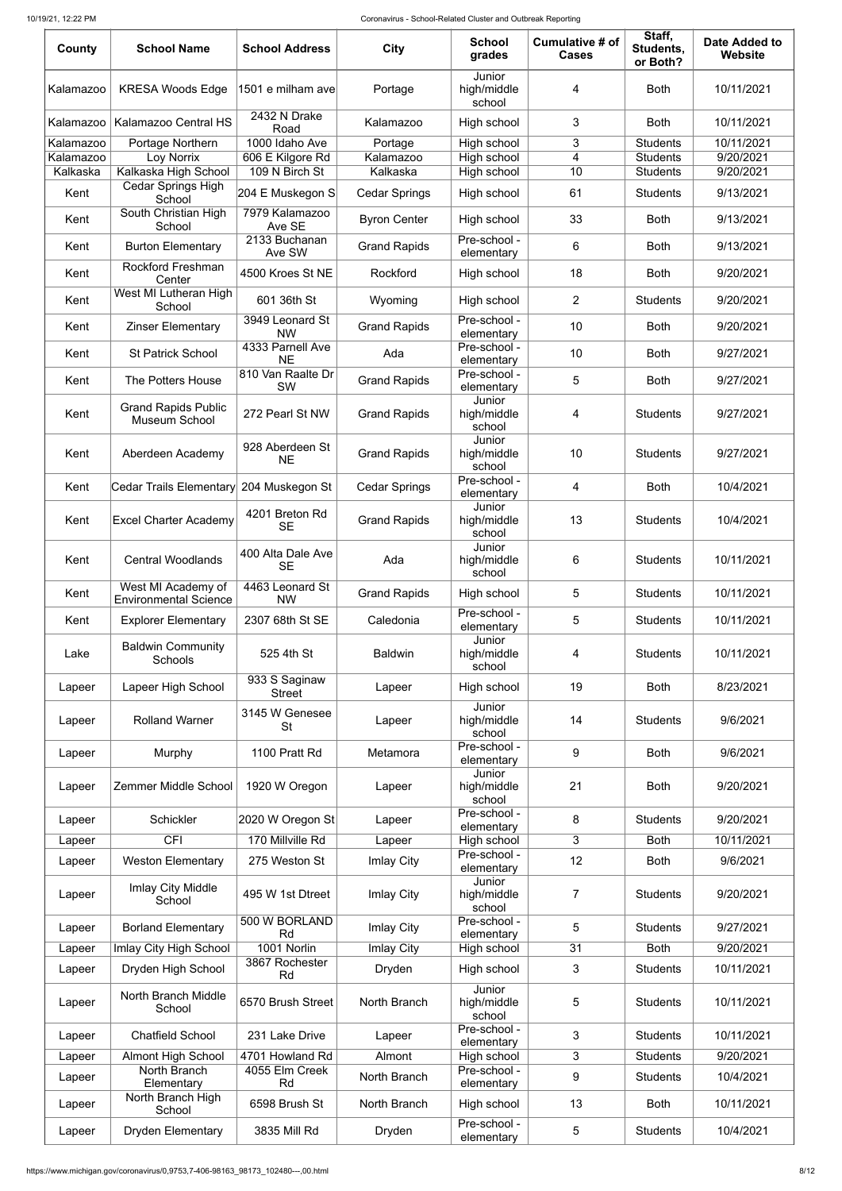| County | School Name | School Address | City | School grades | Cumulative # of Cases | Staff, Students, or Both? | Date Added to Website |
|---|---|---|---|---|---|---|---|
| Kalamazoo | KRESA Woods Edge | 1501 e milham ave | Portage | Junior high/middle school | 4 | Both | 10/11/2021 |
| Kalamazoo | Kalamazoo Central HS | 2432 N Drake Road | Kalamazoo | High school | 3 | Both | 10/11/2021 |
| Kalamazoo | Portage Northern | 1000 Idaho Ave | Portage | High school | 3 | Students | 10/11/2021 |
| Kalamazoo | Loy Norrix | 606 E Kilgore Rd | Kalamazoo | High school | 4 | Students | 9/20/2021 |
| Kalkaska | Kalkaska High School | 109 N Birch St | Kalkaska | High school | 10 | Students | 9/20/2021 |
| Kent | Cedar Springs High School | 204 E Muskegon S | Cedar Springs | High school | 61 | Students | 9/13/2021 |
| Kent | South Christian High School | 7979 Kalamazoo Ave SE | Byron Center | High school | 33 | Both | 9/13/2021 |
| Kent | Burton Elementary | 2133 Buchanan Ave SW | Grand Rapids | Pre-school - elementary | 6 | Both | 9/13/2021 |
| Kent | Rockford Freshman Center | 4500 Kroes St NE | Rockford | High school | 18 | Both | 9/20/2021 |
| Kent | West MI Lutheran High School | 601 36th St | Wyoming | High school | 2 | Students | 9/20/2021 |
| Kent | Zinser Elementary | 3949 Leonard St NW | Grand Rapids | Pre-school - elementary | 10 | Both | 9/20/2021 |
| Kent | St Patrick School | 4333 Parnell Ave NE | Ada | Pre-school - elementary | 10 | Both | 9/27/2021 |
| Kent | The Potters House | 810 Van Raalte Dr SW | Grand Rapids | Pre-school - elementary | 5 | Both | 9/27/2021 |
| Kent | Grand Rapids Public Museum School | 272 Pearl St NW | Grand Rapids | Junior high/middle school | 4 | Students | 9/27/2021 |
| Kent | Aberdeen Academy | 928 Aberdeen St NE | Grand Rapids | Junior high/middle school | 10 | Students | 9/27/2021 |
| Kent | Cedar Trails Elementary | 204 Muskegon St | Cedar Springs | Pre-school - elementary | 4 | Both | 10/4/2021 |
| Kent | Excel Charter Academy | 4201 Breton Rd SE | Grand Rapids | Junior high/middle school | 13 | Students | 10/4/2021 |
| Kent | Central Woodlands | 400 Alta Dale Ave SE | Ada | Junior high/middle school | 6 | Students | 10/11/2021 |
| Kent | West MI Academy of Environmental Science | 4463 Leonard St NW | Grand Rapids | High school | 5 | Students | 10/11/2021 |
| Kent | Explorer Elementary | 2307 68th St SE | Caledonia | Pre-school - elementary | 5 | Students | 10/11/2021 |
| Lake | Baldwin Community Schools | 525 4th St | Baldwin | Junior high/middle school | 4 | Students | 10/11/2021 |
| Lapeer | Lapeer High School | 933 S Saginaw Street | Lapeer | High school | 19 | Both | 8/23/2021 |
| Lapeer | Rolland Warner | 3145 W Genesee St | Lapeer | Junior high/middle school | 14 | Students | 9/6/2021 |
| Lapeer | Murphy | 1100 Pratt Rd | Metamora | Pre-school - elementary | 9 | Both | 9/6/2021 |
| Lapeer | Zemmer Middle School | 1920 W Oregon | Lapeer | Junior high/middle school | 21 | Both | 9/20/2021 |
| Lapeer | Schickler | 2020 W Oregon St | Lapeer | Pre-school - elementary | 8 | Students | 9/20/2021 |
| Lapeer | CFI | 170 Millville Rd | Lapeer | High school | 3 | Both | 10/11/2021 |
| Lapeer | Weston Elementary | 275 Weston St | Imlay City | Pre-school - elementary | 12 | Both | 9/6/2021 |
| Lapeer | Imlay City Middle School | 495 W 1st Dtreet | Imlay City | Junior high/middle school | 7 | Students | 9/20/2021 |
| Lapeer | Borland Elementary | 500 W BORLAND Rd | Imlay City | Pre-school - elementary | 5 | Students | 9/27/2021 |
| Lapeer | Imlay City High School | 1001 Norlin | Imlay City | High school | 31 | Both | 9/20/2021 |
| Lapeer | Dryden High School | 3867 Rochester Rd | Dryden | High school | 3 | Students | 10/11/2021 |
| Lapeer | North Branch Middle School | 6570 Brush Street | North Branch | Junior high/middle school | 5 | Students | 10/11/2021 |
| Lapeer | Chatfield School | 231 Lake Drive | Lapeer | Pre-school - elementary | 3 | Students | 10/11/2021 |
| Lapeer | Almont High School | 4701 Howland Rd | Almont | High school | 3 | Students | 9/20/2021 |
| Lapeer | North Branch Elementary | 4055 Elm Creek Rd | North Branch | Pre-school - elementary | 9 | Students | 10/4/2021 |
| Lapeer | North Branch High School | 6598 Brush St | North Branch | High school | 13 | Both | 10/11/2021 |
| Lapeer | Dryden Elementary | 3835 Mill Rd | Dryden | Pre-school - elementary | 5 | Students | 10/4/2021 |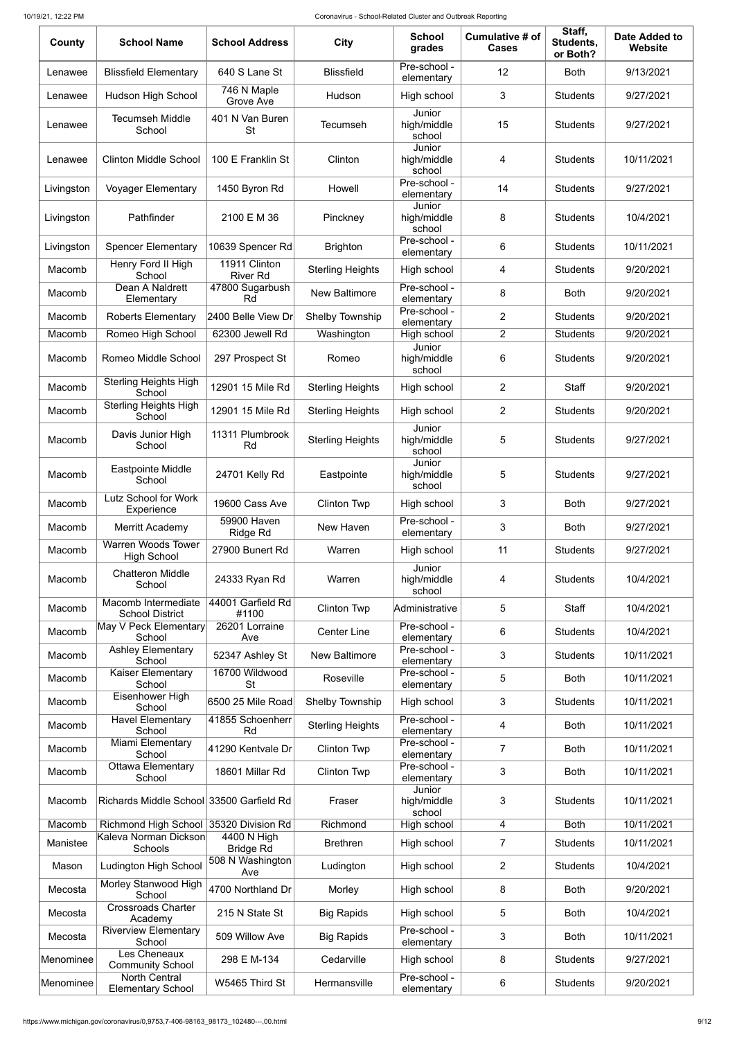| County | School Name | School Address | City | School grades | Cumulative # of Cases | Staff, Students, or Both? | Date Added to Website |
|---|---|---|---|---|---|---|---|
| Lenawee | Blissfield Elementary | 640 S Lane St | Blissfield | Pre-school - elementary | 12 | Both | 9/13/2021 |
| Lenawee | Hudson High School | 746 N Maple Grove Ave | Hudson | High school | 3 | Students | 9/27/2021 |
| Lenawee | Tecumseh Middle School | 401 N Van Buren St | Tecumseh | Junior high/middle school | 15 | Students | 9/27/2021 |
| Lenawee | Clinton Middle School | 100 E Franklin St | Clinton | Junior high/middle school | 4 | Students | 10/11/2021 |
| Livingston | Voyager Elementary | 1450 Byron Rd | Howell | Pre-school - elementary | 14 | Students | 9/27/2021 |
| Livingston | Pathfinder | 2100 E M 36 | Pinckney | Junior high/middle school | 8 | Students | 10/4/2021 |
| Livingston | Spencer Elementary | 10639 Spencer Rd | Brighton | Pre-school - elementary | 6 | Students | 10/11/2021 |
| Macomb | Henry Ford II High School | 11911 Clinton River Rd | Sterling Heights | High school | 4 | Students | 9/20/2021 |
| Macomb | Dean A Naldrett Elementary | 47800 Sugarbush Rd | New Baltimore | Pre-school - elementary | 8 | Both | 9/20/2021 |
| Macomb | Roberts Elementary | 2400 Belle View Dr | Shelby Township | Pre-school - elementary | 2 | Students | 9/20/2021 |
| Macomb | Romeo High School | 62300 Jewell Rd | Washington | High school | 2 | Students | 9/20/2021 |
| Macomb | Romeo Middle School | 297 Prospect St | Romeo | Junior high/middle school | 6 | Students | 9/20/2021 |
| Macomb | Sterling Heights High School | 12901 15 Mile Rd | Sterling Heights | High school | 2 | Staff | 9/20/2021 |
| Macomb | Sterling Heights High School | 12901 15 Mile Rd | Sterling Heights | High school | 2 | Students | 9/20/2021 |
| Macomb | Davis Junior High School | 11311 Plumbrook Rd | Sterling Heights | Junior high/middle school | 5 | Students | 9/27/2021 |
| Macomb | Eastpointe Middle School | 24701 Kelly Rd | Eastpointe | Junior high/middle school | 5 | Students | 9/27/2021 |
| Macomb | Lutz School for Work Experience | 19600 Cass Ave | Clinton Twp | High school | 3 | Both | 9/27/2021 |
| Macomb | Merritt Academy | 59900 Haven Ridge Rd | New Haven | Pre-school - elementary | 3 | Both | 9/27/2021 |
| Macomb | Warren Woods Tower High School | 27900 Bunert Rd | Warren | High school | 11 | Students | 9/27/2021 |
| Macomb | Chatteron Middle School | 24333 Ryan Rd | Warren | Junior high/middle school | 4 | Students | 10/4/2021 |
| Macomb | Macomb Intermediate School District | 44001 Garfield Rd #1100 | Clinton Twp | Administrative | 5 | Staff | 10/4/2021 |
| Macomb | May V Peck Elementary School | 26201 Lorraine Ave | Center Line | Pre-school - elementary | 6 | Students | 10/4/2021 |
| Macomb | Ashley Elementary School | 52347 Ashley St | New Baltimore | Pre-school - elementary | 3 | Students | 10/11/2021 |
| Macomb | Kaiser Elementary School | 16700 Wildwood St | Roseville | Pre-school - elementary | 5 | Both | 10/11/2021 |
| Macomb | Eisenhower High School | 6500 25 Mile Road | Shelby Township | High school | 3 | Students | 10/11/2021 |
| Macomb | Havel Elementary School | 41855 Schoenherr Rd | Sterling Heights | Pre-school - elementary | 4 | Both | 10/11/2021 |
| Macomb | Miami Elementary School | 41290 Kentvale Dr | Clinton Twp | Pre-school - elementary | 7 | Both | 10/11/2021 |
| Macomb | Ottawa Elementary School | 18601 Millar Rd | Clinton Twp | Pre-school - elementary | 3 | Both | 10/11/2021 |
| Macomb | Richards Middle School | 33500 Garfield Rd | Fraser | Junior high/middle school | 3 | Students | 10/11/2021 |
| Macomb | Richmond High School | 35320 Division Rd | Richmond | High school | 4 | Both | 10/11/2021 |
| Manistee | Kaleva Norman Dickson Schools | 4400 N High Bridge Rd | Brethren | High school | 7 | Students | 10/11/2021 |
| Mason | Ludington High School | 508 N Washington Ave | Ludington | High school | 2 | Students | 10/4/2021 |
| Mecosta | Morley Stanwood High School | 4700 Northland Dr | Morley | High school | 8 | Both | 9/20/2021 |
| Mecosta | Crossroads Charter Academy | 215 N State St | Big Rapids | High school | 5 | Both | 10/4/2021 |
| Mecosta | Riverview Elementary School | 509 Willow Ave | Big Rapids | Pre-school - elementary | 3 | Both | 10/11/2021 |
| Menominee | Les Cheneaux Community School | 298 E M-134 | Cedarville | High school | 8 | Students | 9/27/2021 |
| Menominee | North Central Elementary School | W5465 Third St | Hermansville | Pre-school - elementary | 6 | Students | 9/20/2021 |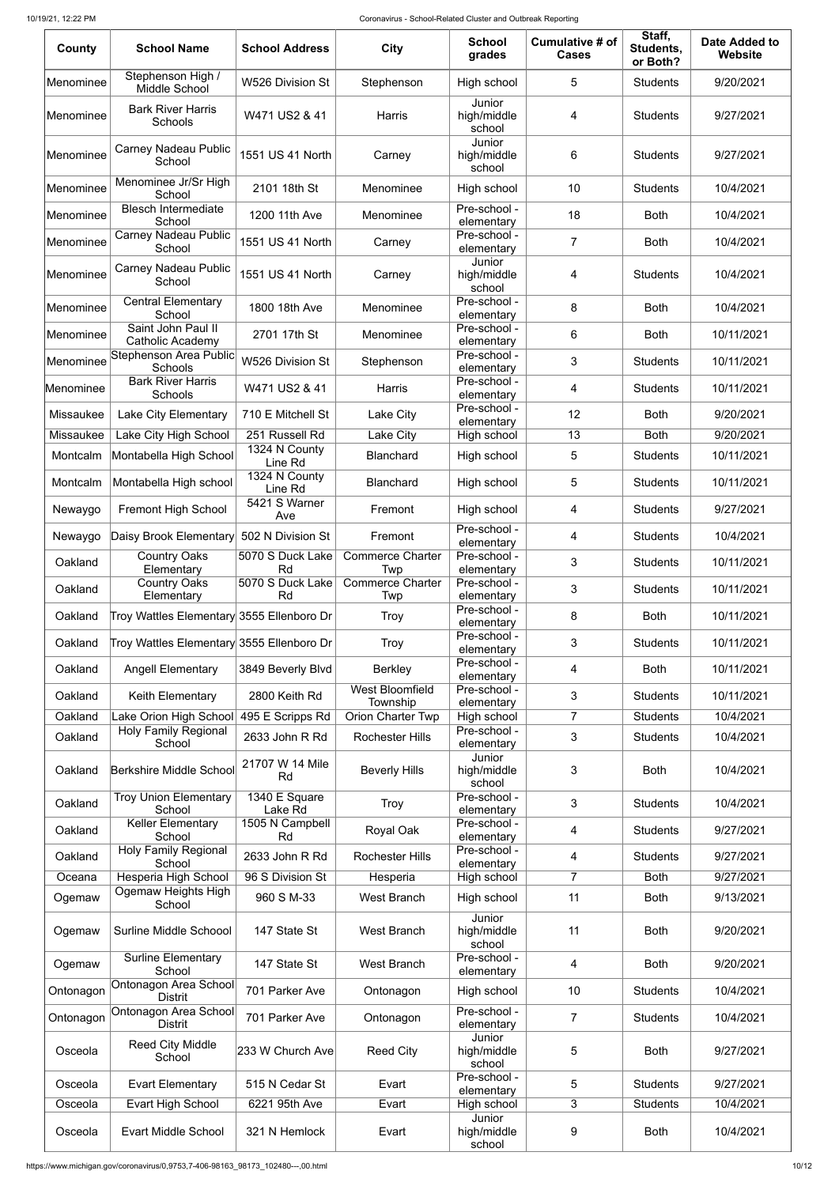| County | School Name | School Address | City | School grades | Cumulative # of Cases | Staff, Students, or Both? | Date Added to Website |
|---|---|---|---|---|---|---|---|
| Menominee | Stephenson High / Middle School | W526 Division St | Stephenson | High school | 5 | Students | 9/20/2021 |
| Menominee | Bark River Harris Schools | W471 US2 & 41 | Harris | Junior high/middle school | 4 | Students | 9/27/2021 |
| Menominee | Carney Nadeau Public School | 1551 US 41 North | Carney | Junior high/middle school | 6 | Students | 9/27/2021 |
| Menominee | Menominee Jr/Sr High School | 2101 18th St | Menominee | High school | 10 | Students | 10/4/2021 |
| Menominee | Blesch Intermediate School | 1200 11th Ave | Menominee | Pre-school - elementary | 18 | Both | 10/4/2021 |
| Menominee | Carney Nadeau Public School | 1551 US 41 North | Carney | Pre-school - elementary | 7 | Both | 10/4/2021 |
| Menominee | Carney Nadeau Public School | 1551 US 41 North | Carney | Junior high/middle school | 4 | Students | 10/4/2021 |
| Menominee | Central Elementary School | 1800 18th Ave | Menominee | Pre-school - elementary | 8 | Both | 10/4/2021 |
| Menominee | Saint John Paul II Catholic Academy | 2701 17th St | Menominee | Pre-school - elementary | 6 | Both | 10/11/2021 |
| Menominee | Stephenson Area Public Schools | W526 Division St | Stephenson | Pre-school - elementary | 3 | Students | 10/11/2021 |
| Menominee | Bark River Harris Schools | W471 US2 & 41 | Harris | Pre-school - elementary | 4 | Students | 10/11/2021 |
| Missaukee | Lake City Elementary | 710 E Mitchell St | Lake City | Pre-school - elementary | 12 | Both | 9/20/2021 |
| Missaukee | Lake City High School | 251 Russell Rd | Lake City | High school | 13 | Both | 9/20/2021 |
| Montcalm | Montabella High School | 1324 N County Line Rd | Blanchard | High school | 5 | Students | 10/11/2021 |
| Montcalm | Montabella High school | 1324 N County Line Rd | Blanchard | High school | 5 | Students | 10/11/2021 |
| Newaygo | Fremont High School | 5421 S Warner Ave | Fremont | High school | 4 | Students | 9/27/2021 |
| Newaygo | Daisy Brook Elementary | 502 N Division St | Fremont | Pre-school - elementary | 4 | Students | 10/4/2021 |
| Oakland | Country Oaks Elementary | 5070 S Duck Lake Rd | Commerce Charter Twp | Pre-school - elementary | 3 | Students | 10/11/2021 |
| Oakland | Country Oaks Elementary | 5070 S Duck Lake Rd | Commerce Charter Twp | Pre-school - elementary | 3 | Students | 10/11/2021 |
| Oakland | Troy Wattles Elementary | 3555 Ellenboro Dr | Troy | Pre-school - elementary | 8 | Both | 10/11/2021 |
| Oakland | Troy Wattles Elementary | 3555 Ellenboro Dr | Troy | Pre-school - elementary | 3 | Students | 10/11/2021 |
| Oakland | Angell Elementary | 3849 Beverly Blvd | Berkley | Pre-school - elementary | 4 | Both | 10/11/2021 |
| Oakland | Keith Elementary | 2800 Keith Rd | West Bloomfield Township | Pre-school - elementary | 3 | Students | 10/11/2021 |
| Oakland | Lake Orion High School | 495 E Scripps Rd | Orion Charter Twp | High school | 7 | Students | 10/4/2021 |
| Oakland | Holy Family Regional School | 2633 John R Rd | Rochester Hills | Pre-school - elementary | 3 | Students | 10/4/2021 |
| Oakland | Berkshire Middle School | 21707 W 14 Mile Rd | Beverly Hills | Junior high/middle school | 3 | Both | 10/4/2021 |
| Oakland | Troy Union Elementary School | 1340 E Square Lake Rd | Troy | Pre-school - elementary | 3 | Students | 10/4/2021 |
| Oakland | Keller Elementary School | 1505 N Campbell Rd | Royal Oak | Pre-school - elementary | 4 | Students | 9/27/2021 |
| Oakland | Holy Family Regional School | 2633 John R Rd | Rochester Hills | Pre-school - elementary | 4 | Students | 9/27/2021 |
| Oceana | Hesperia High School | 96 S Division St | Hesperia | High school | 7 | Both | 9/27/2021 |
| Ogemaw | Ogemaw Heights High School | 960 S M-33 | West Branch | High school | 11 | Both | 9/13/2021 |
| Ogemaw | Surline Middle Schoool | 147 State St | West Branch | Junior high/middle school | 11 | Both | 9/20/2021 |
| Ogemaw | Surline Elementary School | 147 State St | West Branch | Pre-school - elementary | 4 | Both | 9/20/2021 |
| Ontonagon | Ontonagon Area School Distrit | 701 Parker Ave | Ontonagon | High school | 10 | Students | 10/4/2021 |
| Ontonagon | Ontonagon Area School Distrit | 701 Parker Ave | Ontonagon | Pre-school - elementary | 7 | Students | 10/4/2021 |
| Osceola | Reed City Middle School | 233 W Church Ave | Reed City | Junior high/middle school | 5 | Both | 9/27/2021 |
| Osceola | Evart Elementary | 515 N Cedar St | Evart | Pre-school - elementary | 5 | Students | 9/27/2021 |
| Osceola | Evart High School | 6221 95th Ave | Evart | High school | 3 | Students | 10/4/2021 |
| Osceola | Evart Middle School | 321 N Hemlock | Evart | Junior high/middle school | 9 | Both | 10/4/2021 |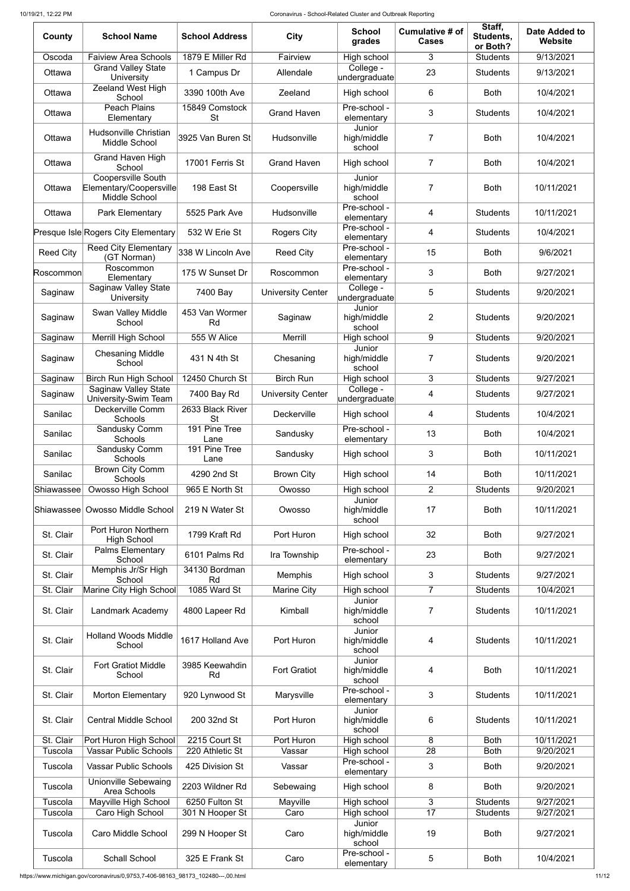| County | School Name | School Address | City | School grades | Cumulative # of Cases | Staff, Students, or Both? | Date Added to Website |
|---|---|---|---|---|---|---|---|
| Oscoda | Faiview Area Schools | 1879 E Miller Rd | Fairview | High school | 3 | Students | 9/13/2021 |
| Ottawa | Grand Valley State University | 1 Campus Dr | Allendale | College - undergraduate | 23 | Students | 9/13/2021 |
| Ottawa | Zeeland West High School | 3390 100th Ave | Zeeland | High school | 6 | Both | 10/4/2021 |
| Ottawa | Peach Plains Elementary | 15849 Comstock St | Grand Haven | Pre-school - elementary | 3 | Students | 10/4/2021 |
| Ottawa | Hudsonville Christian Middle School | 3925 Van Buren St | Hudsonville | Junior high/middle school | 7 | Both | 10/4/2021 |
| Ottawa | Grand Haven High School | 17001 Ferris St | Grand Haven | High school | 7 | Both | 10/4/2021 |
| Ottawa | Coopersville South Elementary/Coopersville Middle School | 198 East St | Coopersville | Junior high/middle school | 7 | Both | 10/11/2021 |
| Ottawa | Park Elementary | 5525 Park Ave | Hudsonville | Pre-school - elementary | 4 | Students | 10/11/2021 |
| Presque Isle | Rogers City Elementary | 532 W Erie St | Rogers City | Pre-school - elementary | 4 | Students | 10/4/2021 |
| Reed City | Reed City Elementary (GT Norman) | 338 W Lincoln Ave | Reed City | Pre-school - elementary | 15 | Both | 9/6/2021 |
| Roscommon | Roscommon Elementary | 175 W Sunset Dr | Roscommon | Pre-school - elementary | 3 | Both | 9/27/2021 |
| Saginaw | Saginaw Valley State University | 7400 Bay | University Center | College - undergraduate | 5 | Students | 9/20/2021 |
| Saginaw | Swan Valley Middle School | 453 Van Wormer Rd | Saginaw | Junior high/middle school | 2 | Students | 9/20/2021 |
| Saginaw | Merrill High School | 555 W Alice | Merrill | High school | 9 | Students | 9/20/2021 |
| Saginaw | Chesaning Middle School | 431 N 4th St | Chesaning | Junior high/middle school | 7 | Students | 9/20/2021 |
| Saginaw | Birch Run High School | 12450 Church St | Birch Run | High school | 3 | Students | 9/27/2021 |
| Saginaw | Saginaw Valley State University-Swim Team | 7400 Bay Rd | University Center | College - undergraduate | 4 | Students | 9/27/2021 |
| Sanilac | Deckerville Comm Schools | 2633 Black River St | Deckerville | High school | 4 | Students | 10/4/2021 |
| Sanilac | Sandusky Comm Schools | 191 Pine Tree Lane | Sandusky | Pre-school - elementary | 13 | Both | 10/4/2021 |
| Sanilac | Sandusky Comm Schools | 191 Pine Tree Lane | Sandusky | High school | 3 | Both | 10/11/2021 |
| Sanilac | Brown City Comm Schools | 4290 2nd St | Brown City | High school | 14 | Both | 10/11/2021 |
| Shiawassee | Owosso High School | 965 E North St | Owosso | High school | 2 | Students | 9/20/2021 |
| Shiawassee | Owosso Middle School | 219 N Water St | Owosso | Junior high/middle school | 17 | Both | 10/11/2021 |
| St. Clair | Port Huron Northern High School | 1799 Kraft Rd | Port Huron | High school | 32 | Both | 9/27/2021 |
| St. Clair | Palms Elementary School | 6101 Palms Rd | Ira Township | Pre-school - elementary | 23 | Both | 9/27/2021 |
| St. Clair | Memphis Jr/Sr High School | 34130 Bordman Rd | Memphis | High school | 3 | Students | 9/27/2021 |
| St. Clair | Marine City High School | 1085 Ward St | Marine City | High school | 7 | Students | 10/4/2021 |
| St. Clair | Landmark Academy | 4800 Lapeer Rd | Kimball | Junior high/middle school | 7 | Students | 10/11/2021 |
| St. Clair | Holland Woods Middle School | 1617 Holland Ave | Port Huron | Junior high/middle school | 4 | Students | 10/11/2021 |
| St. Clair | Fort Gratiot Middle School | 3985 Keewahdin Rd | Fort Gratiot | Junior high/middle school | 4 | Both | 10/11/2021 |
| St. Clair | Morton Elementary | 920 Lynwood St | Marysville | Pre-school - elementary | 3 | Students | 10/11/2021 |
| St. Clair | Central Middle School | 200 32nd St | Port Huron | Junior high/middle school | 6 | Students | 10/11/2021 |
| St. Clair | Port Huron High School | 2215 Court St | Port Huron | High school | 8 | Both | 10/11/2021 |
| Tuscola | Vassar Public Schools | 220 Athletic St | Vassar | High school | 28 | Both | 9/20/2021 |
| Tuscola | Vassar Public Schools | 425 Division St | Vassar | Pre-school - elementary | 3 | Both | 9/20/2021 |
| Tuscola | Unionville Sebewaing Area Schools | 2203 Wildner Rd | Sebewaing | High school | 8 | Both | 9/20/2021 |
| Tuscola | Mayville High School | 6250 Fulton St | Mayville | High school | 3 | Students | 9/27/2021 |
| Tuscola | Caro High School | 301 N Hooper St | Caro | High school | 17 | Students | 9/27/2021 |
| Tuscola | Caro Middle School | 299 N Hooper St | Caro | Junior high/middle school | 19 | Both | 9/27/2021 |
| Tuscola | Schall School | 325 E Frank St | Caro | Pre-school - elementary | 5 | Both | 10/4/2021 |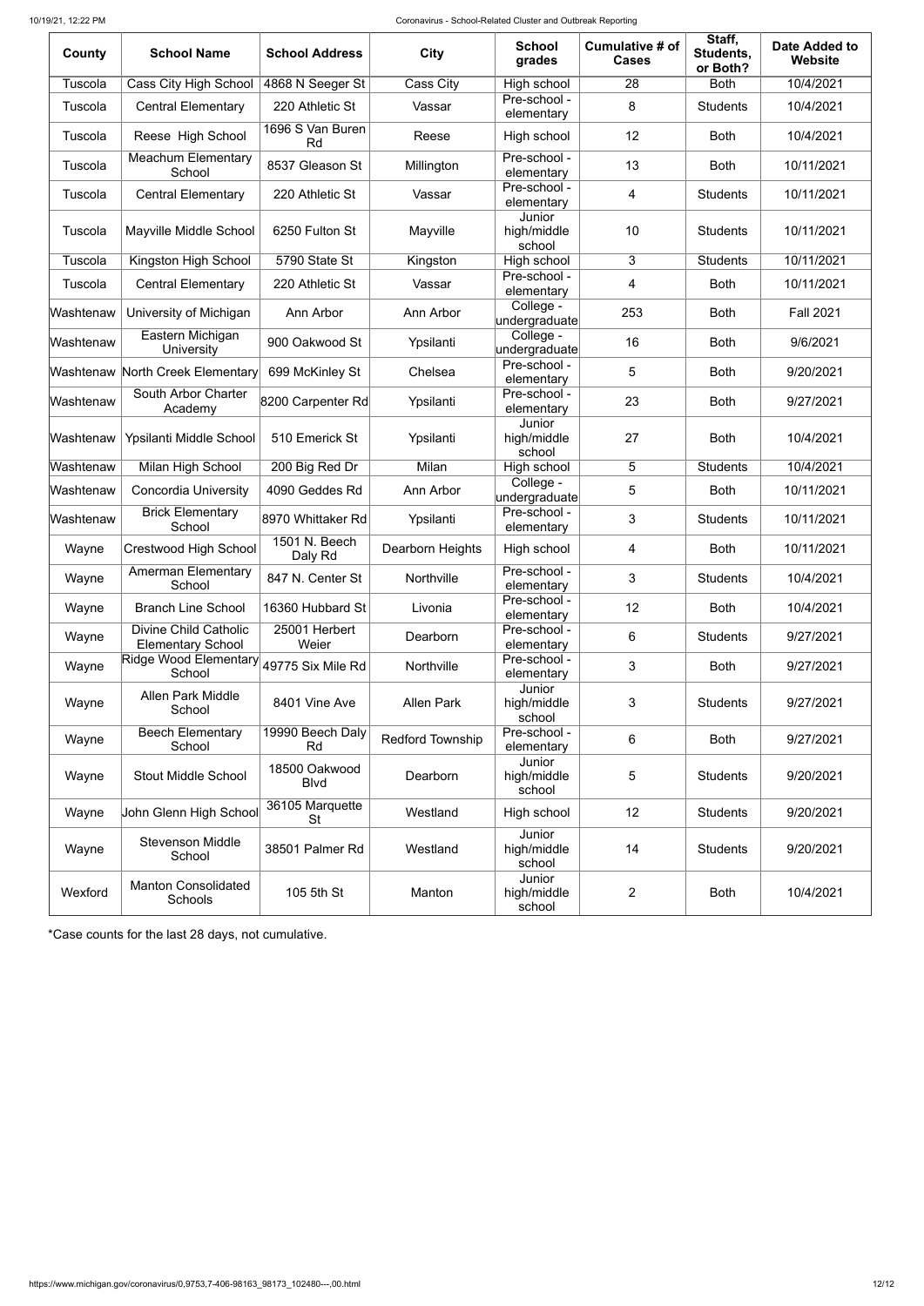| County | School Name | School Address | City | School grades | Cumulative # of Cases | Staff, Students, or Both? | Date Added to Website |
|---|---|---|---|---|---|---|---|
| Tuscola | Cass City High School | 4868 N Seeger St | Cass City | High school | 28 | Both | 10/4/2021 |
| Tuscola | Central Elementary | 220 Athletic St | Vassar | Pre-school - elementary | 8 | Students | 10/4/2021 |
| Tuscola | Reese High School | 1696 S Van Buren Rd | Reese | High school | 12 | Both | 10/4/2021 |
| Tuscola | Meachum Elementary School | 8537 Gleason St | Millington | Pre-school - elementary | 13 | Both | 10/11/2021 |
| Tuscola | Central Elementary | 220 Athletic St | Vassar | Pre-school - elementary | 4 | Students | 10/11/2021 |
| Tuscola | Mayville Middle School | 6250 Fulton St | Mayville | Junior high/middle school | 10 | Students | 10/11/2021 |
| Tuscola | Kingston High School | 5790 State St | Kingston | High school | 3 | Students | 10/11/2021 |
| Tuscola | Central Elementary | 220 Athletic St | Vassar | Pre-school - elementary | 4 | Both | 10/11/2021 |
| Washtenaw | University of Michigan | Ann Arbor | Ann Arbor | College - undergraduate | 253 | Both | Fall 2021 |
| Washtenaw | Eastern Michigan University | 900 Oakwood St | Ypsilanti | College - undergraduate | 16 | Both | 9/6/2021 |
| Washtenaw | North Creek Elementary | 699 McKinley St | Chelsea | Pre-school - elementary | 5 | Both | 9/20/2021 |
| Washtenaw | South Arbor Charter Academy | 8200 Carpenter Rd | Ypsilanti | Pre-school - elementary | 23 | Both | 9/27/2021 |
| Washtenaw | Ypsilanti Middle School | 510 Emerick St | Ypsilanti | Junior high/middle school | 27 | Both | 10/4/2021 |
| Washtenaw | Milan High School | 200 Big Red Dr | Milan | High school | 5 | Students | 10/4/2021 |
| Washtenaw | Concordia University | 4090 Geddes Rd | Ann Arbor | College - undergraduate | 5 | Both | 10/11/2021 |
| Washtenaw | Brick Elementary School | 8970 Whittaker Rd | Ypsilanti | Pre-school - elementary | 3 | Students | 10/11/2021 |
| Wayne | Crestwood High School | 1501 N. Beech Daly Rd | Dearborn Heights | High school | 4 | Both | 10/11/2021 |
| Wayne | Amerman Elementary School | 847 N. Center St | Northville | Pre-school - elementary | 3 | Students | 10/4/2021 |
| Wayne | Branch Line School | 16360 Hubbard St | Livonia | Pre-school - elementary | 12 | Both | 10/4/2021 |
| Wayne | Divine Child Catholic Elementary School | 25001 Herbert Weier | Dearborn | Pre-school - elementary | 6 | Students | 9/27/2021 |
| Wayne | Ridge Wood Elementary School | 49775 Six Mile Rd | Northville | Pre-school - elementary | 3 | Both | 9/27/2021 |
| Wayne | Allen Park Middle School | 8401 Vine Ave | Allen Park | Junior high/middle school | 3 | Students | 9/27/2021 |
| Wayne | Beech Elementary School | 19990 Beech Daly Rd | Redford Township | Pre-school - elementary | 6 | Both | 9/27/2021 |
| Wayne | Stout Middle School | 18500 Oakwood Blvd | Dearborn | Junior high/middle school | 5 | Students | 9/20/2021 |
| Wayne | John Glenn High School | 36105 Marquette St | Westland | High school | 12 | Students | 9/20/2021 |
| Wayne | Stevenson Middle School | 38501 Palmer Rd | Westland | Junior high/middle school | 14 | Students | 9/20/2021 |
| Wexford | Manton Consolidated Schools | 105 5th St | Manton | Junior high/middle school | 2 | Both | 10/4/2021 |

*Case counts for the last 28 days, not cumulative.